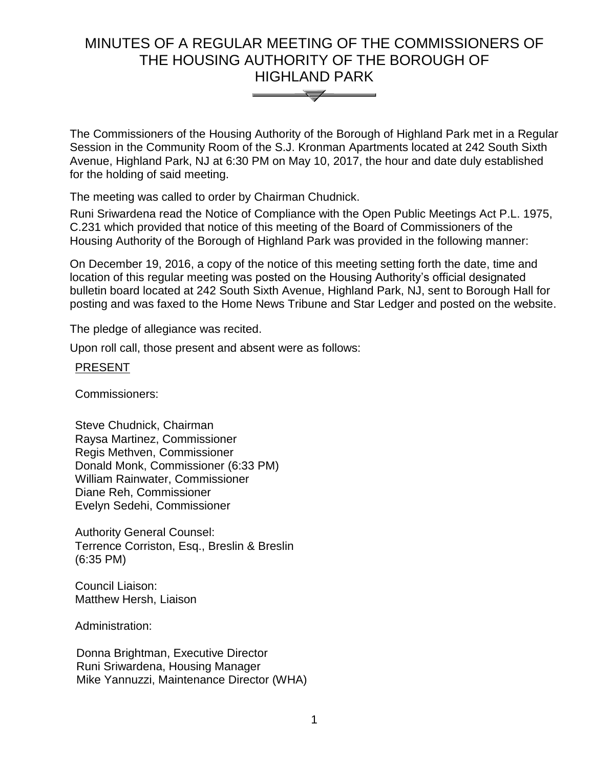# MINUTES OF A REGULAR MEETING OF THE COMMISSIONERS OF THE HOUSING AUTHORITY OF THE BOROUGH OF HIGHLAND PARK

The Commissioners of the Housing Authority of the Borough of Highland Park met in a Regular Session in the Community Room of the S.J. Kronman Apartments located at 242 South Sixth Avenue, Highland Park, NJ at 6:30 PM on May 10, 2017, the hour and date duly established for the holding of said meeting.

The meeting was called to order by Chairman Chudnick.

Runi Sriwardena read the Notice of Compliance with the Open Public Meetings Act P.L. 1975, C.231 which provided that notice of this meeting of the Board of Commissioners of the Housing Authority of the Borough of Highland Park was provided in the following manner:

On December 19, 2016, a copy of the notice of this meeting setting forth the date, time and location of this regular meeting was posted on the Housing Authority's official designated bulletin board located at 242 South Sixth Avenue, Highland Park, NJ, sent to Borough Hall for posting and was faxed to the Home News Tribune and Star Ledger and posted on the website.

The pledge of allegiance was recited.

Upon roll call, those present and absent were as follows:

PRESENT

Commissioners:

Steve Chudnick, Chairman
Raysa Martinez, Commissioner
Regis Methven, Commissioner
Donald Monk, Commissioner (6:33 PM)
William Rainwater, Commissioner
Diane Reh, Commissioner
Evelyn Sedehi, Commissioner

Authority General Counsel:
Terrence Corriston, Esq., Breslin & Breslin
(6:35 PM)

Council Liaison:
Matthew Hersh, Liaison

Administration:

Donna Brightman, Executive Director
Runi Sriwardena, Housing Manager
Mike Yannuzzi, Maintenance Director (WHA)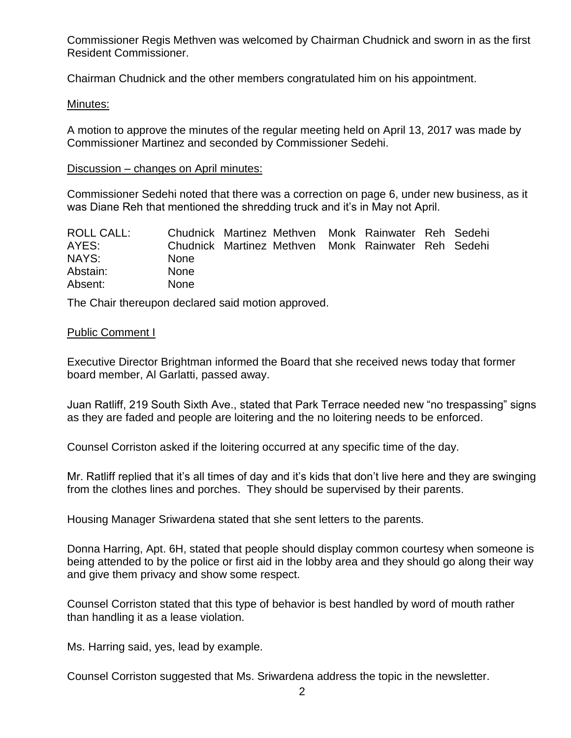Commissioner Regis Methven was welcomed by Chairman Chudnick and sworn in as the first Resident Commissioner.

Chairman Chudnick and the other members congratulated him on his appointment.

Minutes:

A motion to approve the minutes of the regular meeting held on April 13, 2017 was made by Commissioner Martinez and seconded by Commissioner Sedehi.

Discussion – changes on April minutes:

Commissioner Sedehi noted that there was a correction on page 6, under new business, as it was Diane Reh that mentioned the shredding truck and it's in May not April.

| ROLL CALL: | Chudnick | Martinez | Methven | Monk | Rainwater | Reh | Sedehi |
|---|---|---|---|---|---|---|---|
| AYES: | Chudnick | Martinez | Methven | Monk | Rainwater | Reh | Sedehi |
| NAYS: | None | | | | | | |
| Abstain: | None | | | | | | |
| Absent: | None | | | | | | |

The Chair thereupon declared said motion approved.

Public Comment I

Executive Director Brightman informed the Board that she received news today that former board member, Al Garlatti, passed away.

Juan Ratliff, 219 South Sixth Ave., stated that Park Terrace needed new "no trespassing" signs as they are faded and people are loitering and the no loitering needs to be enforced.

Counsel Corriston asked if the loitering occurred at any specific time of the day.

Mr. Ratliff replied that it's all times of day and it's kids that don't live here and they are swinging from the clothes lines and porches. They should be supervised by their parents.

Housing Manager Sriwardena stated that she sent letters to the parents.

Donna Harring, Apt. 6H, stated that people should display common courtesy when someone is being attended to by the police or first aid in the lobby area and they should go along their way and give them privacy and show some respect.

Counsel Corriston stated that this type of behavior is best handled by word of mouth rather than handling it as a lease violation.

Ms. Harring said, yes, lead by example.

Counsel Corriston suggested that Ms. Sriwardena address the topic in the newsletter.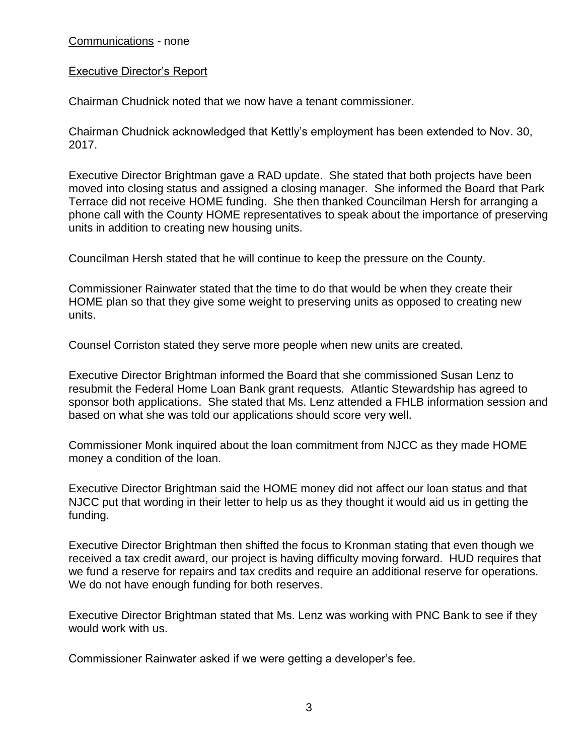Communications - none

Executive Director's Report

Chairman Chudnick noted that we now have a tenant commissioner.

Chairman Chudnick acknowledged that Kettly's employment has been extended to Nov. 30, 2017.

Executive Director Brightman gave a RAD update. She stated that both projects have been moved into closing status and assigned a closing manager. She informed the Board that Park Terrace did not receive HOME funding. She then thanked Councilman Hersh for arranging a phone call with the County HOME representatives to speak about the importance of preserving units in addition to creating new housing units.

Councilman Hersh stated that he will continue to keep the pressure on the County.

Commissioner Rainwater stated that the time to do that would be when they create their HOME plan so that they give some weight to preserving units as opposed to creating new units.

Counsel Corriston stated they serve more people when new units are created.

Executive Director Brightman informed the Board that she commissioned Susan Lenz to resubmit the Federal Home Loan Bank grant requests. Atlantic Stewardship has agreed to sponsor both applications. She stated that Ms. Lenz attended a FHLB information session and based on what she was told our applications should score very well.

Commissioner Monk inquired about the loan commitment from NJCC as they made HOME money a condition of the loan.

Executive Director Brightman said the HOME money did not affect our loan status and that NJCC put that wording in their letter to help us as they thought it would aid us in getting the funding.

Executive Director Brightman then shifted the focus to Kronman stating that even though we received a tax credit award, our project is having difficulty moving forward. HUD requires that we fund a reserve for repairs and tax credits and require an additional reserve for operations. We do not have enough funding for both reserves.

Executive Director Brightman stated that Ms. Lenz was working with PNC Bank to see if they would work with us.

Commissioner Rainwater asked if we were getting a developer's fee.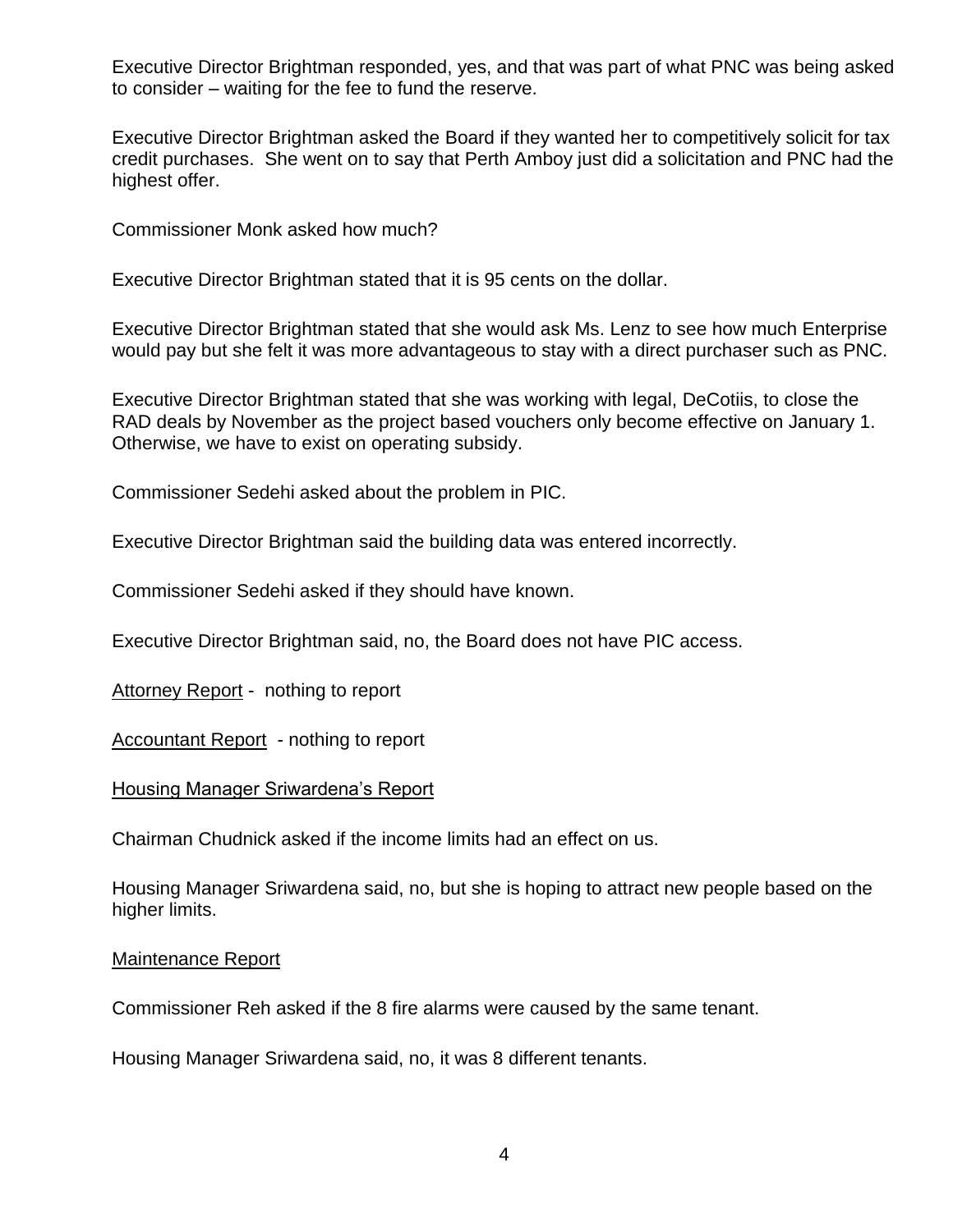Executive Director Brightman responded, yes, and that was part of what PNC was being asked to consider – waiting for the fee to fund the reserve.

Executive Director Brightman asked the Board if they wanted her to competitively solicit for tax credit purchases. She went on to say that Perth Amboy just did a solicitation and PNC had the highest offer.

Commissioner Monk asked how much?

Executive Director Brightman stated that it is 95 cents on the dollar.

Executive Director Brightman stated that she would ask Ms. Lenz to see how much Enterprise would pay but she felt it was more advantageous to stay with a direct purchaser such as PNC.

Executive Director Brightman stated that she was working with legal, DeCotiis, to close the RAD deals by November as the project based vouchers only become effective on January 1. Otherwise, we have to exist on operating subsidy.

Commissioner Sedehi asked about the problem in PIC.

Executive Director Brightman said the building data was entered incorrectly.

Commissioner Sedehi asked if they should have known.

Executive Director Brightman said, no, the Board does not have PIC access.

<u>Attorney Report</u> - nothing to report

<u>Accountant Report</u> - nothing to report

<u>Housing Manager Sriwardena's Report</u>

Chairman Chudnick asked if the income limits had an effect on us.

Housing Manager Sriwardena said, no, but she is hoping to attract new people based on the higher limits.

<u>Maintenance Report</u>

Commissioner Reh asked if the 8 fire alarms were caused by the same tenant.

Housing Manager Sriwardena said, no, it was 8 different tenants.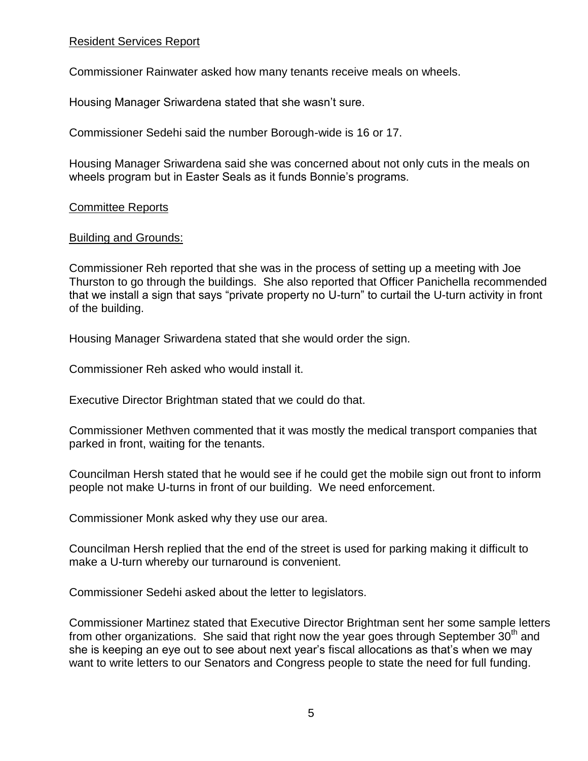Resident Services Report

Commissioner Rainwater asked how many tenants receive meals on wheels.

Housing Manager Sriwardena stated that she wasn't sure.

Commissioner Sedehi said the number Borough-wide is 16 or 17.

Housing Manager Sriwardena said she was concerned about not only cuts in the meals on wheels program but in Easter Seals as it funds Bonnie's programs.

Committee Reports

Building and Grounds:

Commissioner Reh reported that she was in the process of setting up a meeting with Joe Thurston to go through the buildings. She also reported that Officer Panichella recommended that we install a sign that says "private property no U-turn" to curtail the U-turn activity in front of the building.

Housing Manager Sriwardena stated that she would order the sign.

Commissioner Reh asked who would install it.

Executive Director Brightman stated that we could do that.

Commissioner Methven commented that it was mostly the medical transport companies that parked in front, waiting for the tenants.

Councilman Hersh stated that he would see if he could get the mobile sign out front to inform people not make U-turns in front of our building. We need enforcement.

Commissioner Monk asked why they use our area.

Councilman Hersh replied that the end of the street is used for parking making it difficult to make a U-turn whereby our turnaround is convenient.

Commissioner Sedehi asked about the letter to legislators.

Commissioner Martinez stated that Executive Director Brightman sent her some sample letters from other organizations. She said that right now the year goes through September 30th and she is keeping an eye out to see about next year's fiscal allocations as that's when we may want to write letters to our Senators and Congress people to state the need for full funding.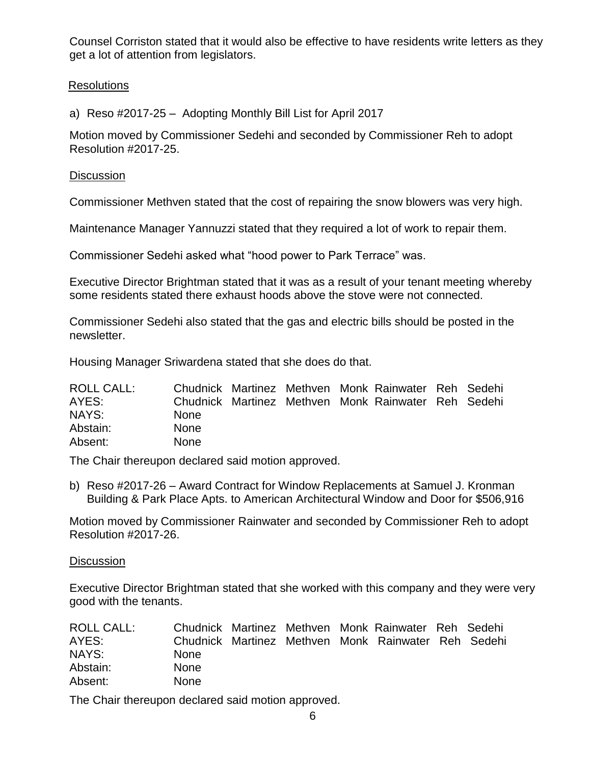Counsel Corriston stated that it would also be effective to have residents write letters as they get a lot of attention from legislators.

Resolutions

a) Reso #2017-25 – Adopting Monthly Bill List for April 2017

Motion moved by Commissioner Sedehi and seconded by Commissioner Reh to adopt Resolution #2017-25.

Discussion

Commissioner Methven stated that the cost of repairing the snow blowers was very high.

Maintenance Manager Yannuzzi stated that they required a lot of work to repair them.

Commissioner Sedehi asked what "hood power to Park Terrace" was.

Executive Director Brightman stated that it was as a result of your tenant meeting whereby some residents stated there exhaust hoods above the stove were not connected.

Commissioner Sedehi also stated that the gas and electric bills should be posted in the newsletter.

Housing Manager Sriwardena stated that she does do that.

| ROLL CALL: | Chudnick | Martinez | Methven | Monk | Rainwater | Reh | Sedehi |
|---|---|---|---|---|---|---|---|
| AYES: | Chudnick | Martinez | Methven | Monk | Rainwater | Reh | Sedehi |
| NAYS: | None | | | | | | |
| Abstain: | None | | | | | | |
| Absent: | None | | | | | | |

The Chair thereupon declared said motion approved.

b) Reso #2017-26 – Award Contract for Window Replacements at Samuel J. Kronman Building & Park Place Apts. to American Architectural Window and Door for $506,916

Motion moved by Commissioner Rainwater and seconded by Commissioner Reh to adopt Resolution #2017-26.

Discussion

Executive Director Brightman stated that she worked with this company and they were very good with the tenants.

| ROLL CALL: | Chudnick | Martinez | Methven | Monk | Rainwater | Reh | Sedehi |
|---|---|---|---|---|---|---|---|
| AYES: | Chudnick | Martinez | Methven | Monk | Rainwater | Reh | Sedehi |
| NAYS: | None | | | | | | |
| Abstain: | None | | | | | | |
| Absent: | None | | | | | | |

The Chair thereupon declared said motion approved.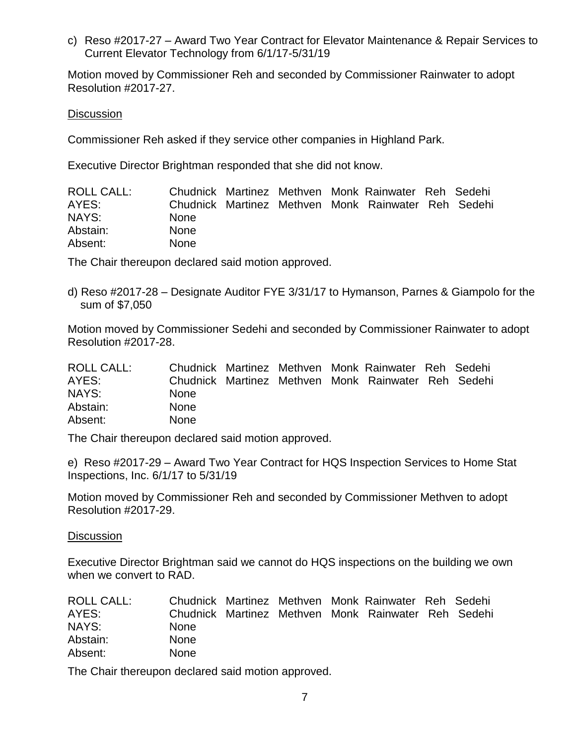c) Reso #2017-27 – Award Two Year Contract for Elevator Maintenance & Repair Services to Current Elevator Technology from 6/1/17-5/31/19

Motion moved by Commissioner Reh and seconded by Commissioner Rainwater to adopt Resolution #2017-27.

Discussion

Commissioner Reh asked if they service other companies in Highland Park.

Executive Director Brightman responded that she did not know.

| ROLL CALL: | Chudnick | Martinez | Methven | Monk | Rainwater | Reh | Sedehi |
|---|---|---|---|---|---|---|---|
| AYES: | Chudnick | Martinez | Methven | Monk | Rainwater | Reh | Sedehi |
| NAYS: | None | | | | | | |
| Abstain: | None | | | | | | |
| Absent: | None | | | | | | |

The Chair thereupon declared said motion approved.

d) Reso #2017-28 – Designate Auditor FYE 3/31/17 to Hymanson, Parnes & Giampolo for the sum of $7,050

Motion moved by Commissioner Sedehi and seconded by Commissioner Rainwater to adopt Resolution #2017-28.

| ROLL CALL: | Chudnick | Martinez | Methven | Monk | Rainwater | Reh | Sedehi |
|---|---|---|---|---|---|---|---|
| AYES: | Chudnick | Martinez | Methven | Monk | Rainwater | Reh | Sedehi |
| NAYS: | None | | | | | | |
| Abstain: | None | | | | | | |
| Absent: | None | | | | | | |

The Chair thereupon declared said motion approved.

e) Reso #2017-29 – Award Two Year Contract for HQS Inspection Services to Home Stat Inspections, Inc. 6/1/17 to 5/31/19

Motion moved by Commissioner Reh and seconded by Commissioner Methven to adopt Resolution #2017-29.

Discussion

Executive Director Brightman said we cannot do HQS inspections on the building we own when we convert to RAD.

| ROLL CALL: | Chudnick | Martinez | Methven | Monk | Rainwater | Reh | Sedehi |
|---|---|---|---|---|---|---|---|
| AYES: | Chudnick | Martinez | Methven | Monk | Rainwater | Reh | Sedehi |
| NAYS: | None | | | | | | |
| Abstain: | None | | | | | | |
| Absent: | None | | | | | | |

The Chair thereupon declared said motion approved.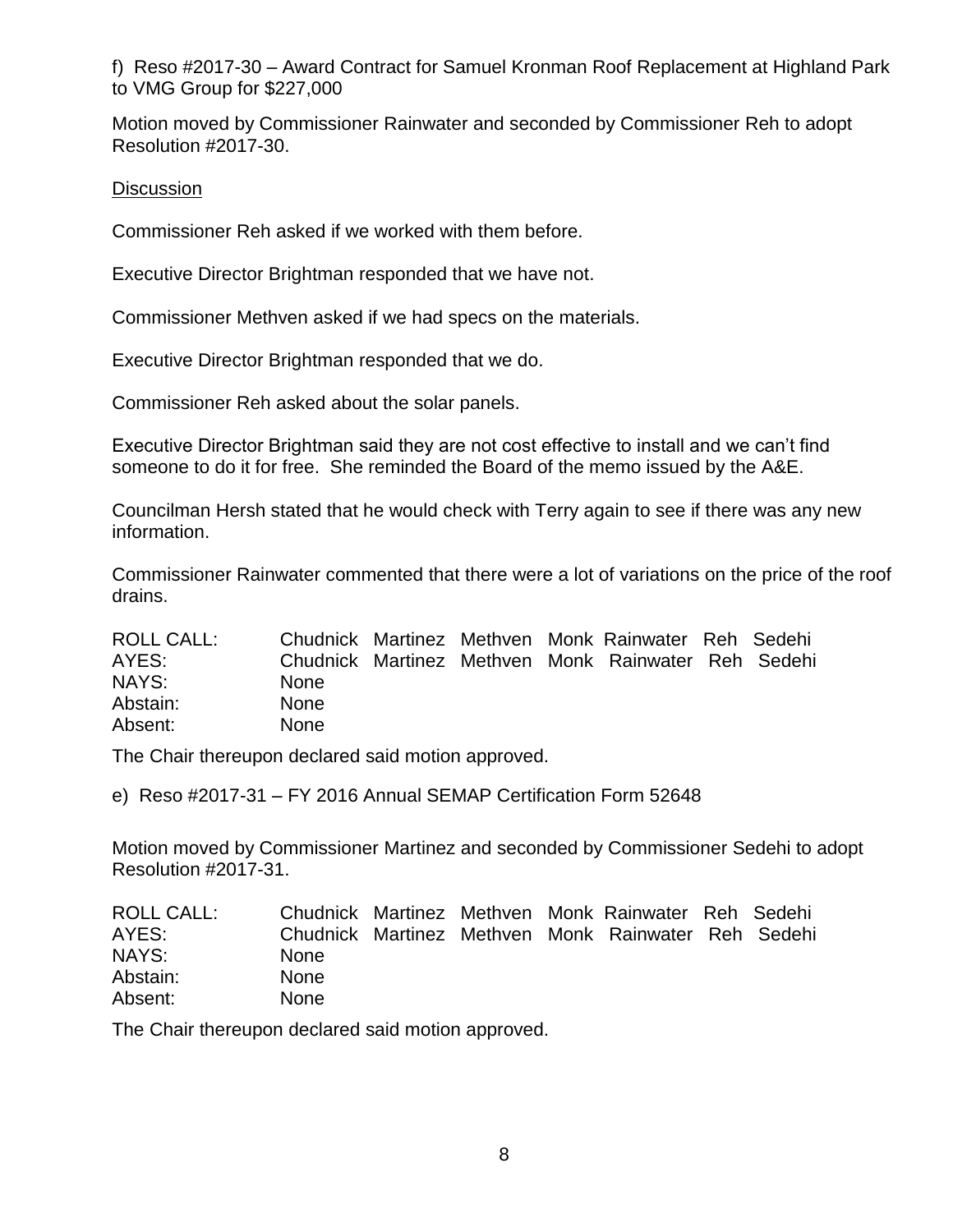f) Reso #2017-30 – Award Contract for Samuel Kronman Roof Replacement at Highland Park to VMG Group for $227,000

Motion moved by Commissioner Rainwater and seconded by Commissioner Reh to adopt Resolution #2017-30.

Discussion

Commissioner Reh asked if we worked with them before.

Executive Director Brightman responded that we have not.

Commissioner Methven asked if we had specs on the materials.

Executive Director Brightman responded that we do.

Commissioner Reh asked about the solar panels.

Executive Director Brightman said they are not cost effective to install and we can't find someone to do it for free. She reminded the Board of the memo issued by the A&E.

Councilman Hersh stated that he would check with Terry again to see if there was any new information.

Commissioner Rainwater commented that there were a lot of variations on the price of the roof drains.

| | | | | | | | |
|---|---|---|---|---|---|---|---|
| ROLL CALL: | Chudnick | Martinez | Methven | Monk | Rainwater | Reh | Sedehi |
| AYES: | Chudnick | Martinez | Methven | Monk | Rainwater | Reh | Sedehi |
| NAYS: | None | | | | | | |
| Abstain: | None | | | | | | |
| Absent: | None | | | | | | |

The Chair thereupon declared said motion approved.

e) Reso #2017-31 – FY 2016 Annual SEMAP Certification Form 52648

Motion moved by Commissioner Martinez and seconded by Commissioner Sedehi to adopt Resolution #2017-31.

| | | | | | | | |
|---|---|---|---|---|---|---|---|
| ROLL CALL: | Chudnick | Martinez | Methven | Monk | Rainwater | Reh | Sedehi |
| AYES: | Chudnick | Martinez | Methven | Monk | Rainwater | Reh | Sedehi |
| NAYS: | None | | | | | | |
| Abstain: | None | | | | | | |
| Absent: | None | | | | | | |

The Chair thereupon declared said motion approved.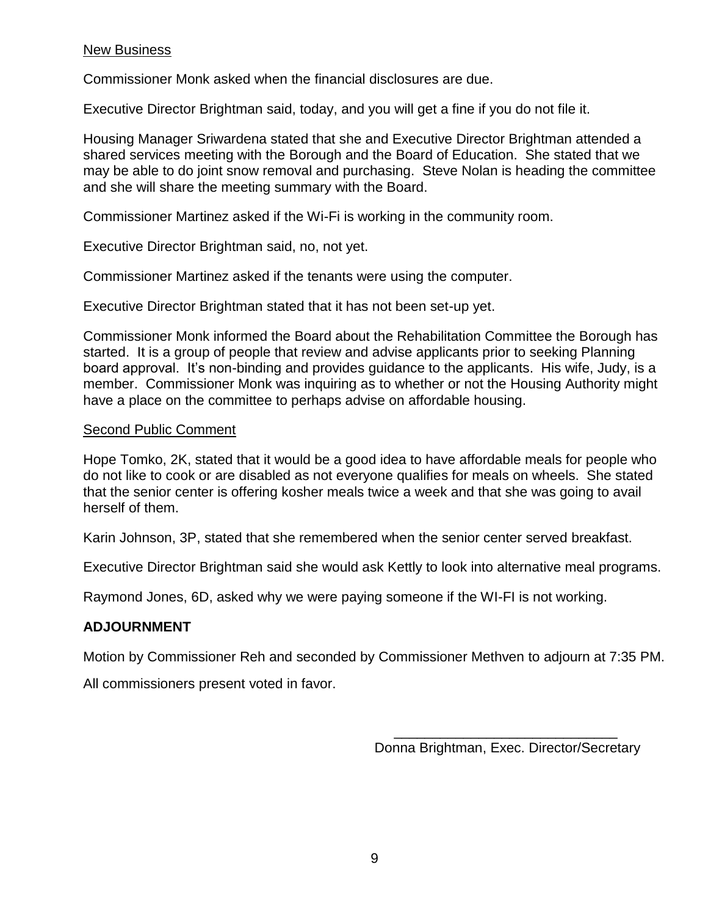## New Business

Commissioner Monk asked when the financial disclosures are due.

Executive Director Brightman said, today, and you will get a fine if you do not file it.

Housing Manager Sriwardena stated that she and Executive Director Brightman attended a shared services meeting with the Borough and the Board of Education. She stated that we may be able to do joint snow removal and purchasing. Steve Nolan is heading the committee and she will share the meeting summary with the Board.

Commissioner Martinez asked if the Wi-Fi is working in the community room.

Executive Director Brightman said, no, not yet.

Commissioner Martinez asked if the tenants were using the computer.

Executive Director Brightman stated that it has not been set-up yet.

Commissioner Monk informed the Board about the Rehabilitation Committee the Borough has started. It is a group of people that review and advise applicants prior to seeking Planning board approval. It's non-binding and provides guidance to the applicants. His wife, Judy, is a member. Commissioner Monk was inquiring as to whether or not the Housing Authority might have a place on the committee to perhaps advise on affordable housing.

## Second Public Comment

Hope Tomko, 2K, stated that it would be a good idea to have affordable meals for people who do not like to cook or are disabled as not everyone qualifies for meals on wheels. She stated that the senior center is offering kosher meals twice a week and that she was going to avail herself of them.

Karin Johnson, 3P, stated that she remembered when the senior center served breakfast.

Executive Director Brightman said she would ask Kettly to look into alternative meal programs.

Raymond Jones, 6D, asked why we were paying someone if the WI-FI is not working.

## ADJOURNMENT

Motion by Commissioner Reh and seconded by Commissioner Methven to adjourn at 7:35 PM.

All commissioners present voted in favor.

_____________________________
Donna Brightman, Exec. Director/Secretary